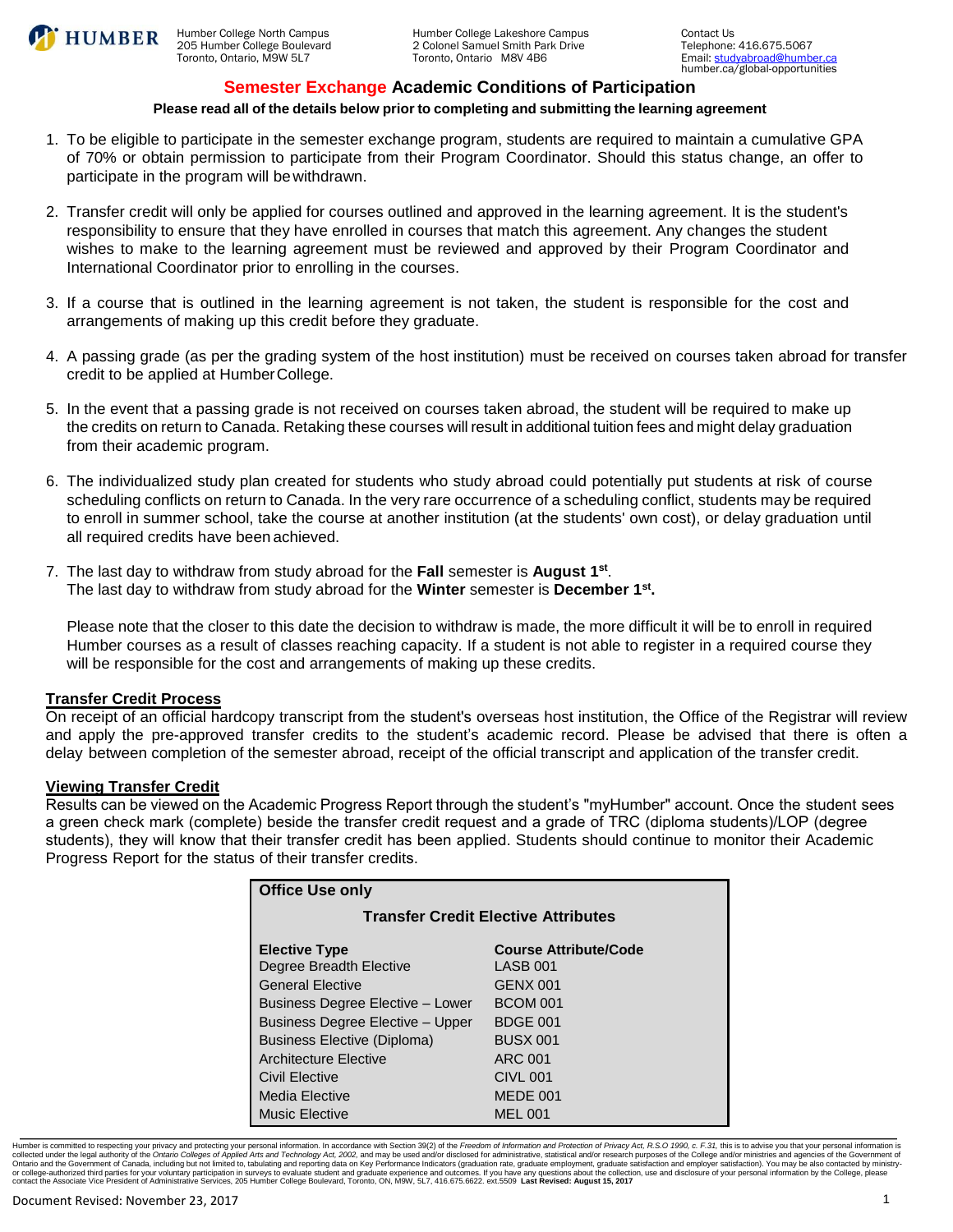HUMBER

Humber College North Campus
205 Humber College Boulevard
Toronto, Ontario, M9W 5L7

Humber College Lakeshore Campus
2 Colonel Samuel Smith Park Drive
Toronto, Ontario M8V 4B6

Contact Us
Telephone: 416.675.5067
Email: studyabroad@humber.ca
humber.ca/global-opportunities

# Semester Exchange Academic Conditions of Participation

**Please read all of the details below prior to completing and submitting the learning agreement**

1. To be eligible to participate in the semester exchange program, students are required to maintain a cumulative GPA of 70% or obtain permission to participate from their Program Coordinator. Should this status change, an offer to participate in the program will be withdrawn.

2. Transfer credit will only be applied for courses outlined and approved in the learning agreement. It is the student's responsibility to ensure that they have enrolled in courses that match this agreement. Any changes the student wishes to make to the learning agreement must be reviewed and approved by their Program Coordinator and International Coordinator prior to enrolling in the courses.

3. If a course that is outlined in the learning agreement is not taken, the student is responsible for the cost and arrangements of making up this credit before they graduate.

4. A passing grade (as per the grading system of the host institution) must be received on courses taken abroad for transfer credit to be applied at Humber College.

5. In the event that a passing grade is not received on courses taken abroad, the student will be required to make up the credits on return to Canada. Retaking these courses will result in additional tuition fees and might delay graduation from their academic program.

6. The individualized study plan created for students who study abroad could potentially put students at risk of course scheduling conflicts on return to Canada. In the very rare occurrence of a scheduling conflict, students may be required to enroll in summer school, take the course at another institution (at the students' own cost), or delay graduation until all required credits have been achieved.

7. The last day to withdraw from study abroad for the **Fall** semester is **August 1st**.
   The last day to withdraw from study abroad for the **Winter** semester is **December 1st.**

   Please note that the closer to this date the decision to withdraw is made, the more difficult it will be to enroll in required Humber courses as a result of classes reaching capacity. If a student is not able to register in a required course they will be responsible for the cost and arrangements of making up these credits.

## Transfer Credit Process

On receipt of an official hardcopy transcript from the student's overseas host institution, the Office of the Registrar will review and apply the pre-approved transfer credits to the student's academic record. Please be advised that there is often a delay between completion of the semester abroad, receipt of the official transcript and application of the transfer credit.

## Viewing Transfer Credit

Results can be viewed on the Academic Progress Report through the student's "myHumber" account. Once the student sees a green check mark (complete) beside the transfer credit request and a grade of TRC (diploma students)/LOP (degree students), they will know that their transfer credit has been applied. Students should continue to monitor their Academic Progress Report for the status of their transfer credits.

**Office Use only**

**Transfer Credit Elective Attributes**

| Elective Type | Course Attribute/Code |
|---|---|
| Degree Breadth Elective | LASB 001 |
| General Elective | GENX 001 |
| Business Degree Elective – Lower | BCOM 001 |
| Business Degree Elective – Upper | BDGE 001 |
| Business Elective (Diploma) | BUSX 001 |
| Architecture Elective | ARC 001 |
| Civil Elective | CIVL 001 |
| Media Elective | MEDE 001 |
| Music Elective | MEL 001 |

Humber is committed to respecting your privacy and protecting your personal information. In accordance with Section 39(2) of the *Freedom of Information and Protection of Privacy Act, R.S.O 1990, c. F.31,* this is to advise you that your personal information is collected under the legal authority of the *Ontario Colleges of Applied Arts and Technology Act, 2002,* and may be used and/or disclosed for administrative, statistical and/or research purposes of the College and/or ministries and agencies of the Government of Ontario and the Government of Canada, including but not limited to, tabulating and reporting data on Key Performance Indicators (graduation rate, graduate employment, graduate satisfaction and employer satisfaction). You may be also contacted by ministry- or college-authorized third parties for your voluntary participation in surveys to evaluate student and graduate experience and outcomes. If you have any questions about the collection, use and disclosure of your personal information by the College, please contact the Associate Vice President of Administrative Services, 205 Humber College Boulevard, Toronto, ON, M9W, 5L7, 416.675.6622. ext.5509 **Last Revised: August 15, 2017**

Document Revised: November 23, 2017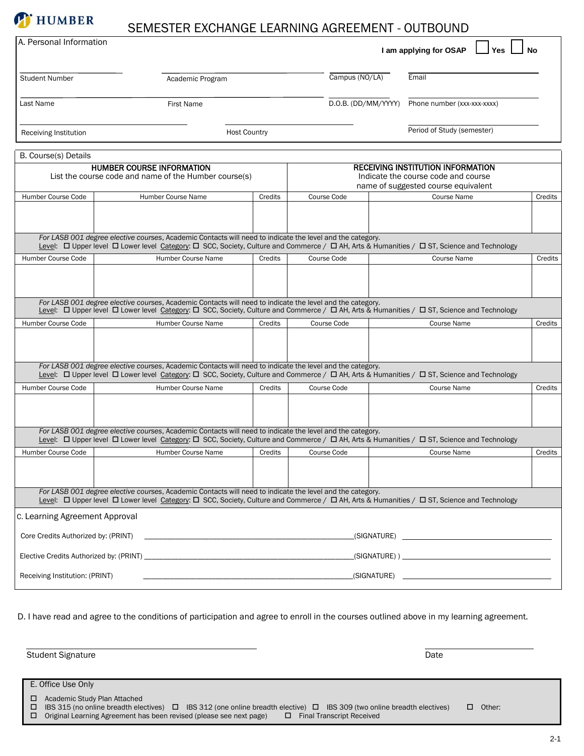**HUMBER**

# SEMESTER EXCHANGE LEARNING AGREEMENT - OUTBOUND

## A. Personal Information

**I am applying for OSAP** ☐ **Yes** ☐ **No**

| | | | |
|---|---|---|---|
| Student Number | Academic Program | Campus (NO/LA) | Email |
| Last Name | First Name | D.O.B. (DD/MM/YYYY) | Phone number (xxx-xxx-xxxx) |
| Receiving Institution | Host Country | | Period of Study (semester) |

## B. Course(s) Details

| **HUMBER COURSE INFORMATION** List the course code and name of the Humber course(s) | | | **RECEIVING INSTITUTION INFORMATION** Indicate the course code and course name of suggested course equivalent | | |
|---|---|---|---|---|---|
| Humber Course Code | Humber Course Name | Credits | Course Code | Course Name | Credits |
| | | | | | |
| *For LASB 001 degree elective courses*, Academic Contacts will need to indicate the level and the category. Level: ☐ Upper level ☐ Lower level Category: ☐ SCC, Society, Culture and Commerce / ☐ AH, Arts & Humanities / ☐ ST, Science and Technology | | | | | |
| Humber Course Code | Humber Course Name | Credits | Course Code | Course Name | Credits |
| | | | | | |
| *For LASB 001 degree elective courses*, Academic Contacts will need to indicate the level and the category. Level: ☐ Upper level ☐ Lower level Category: ☐ SCC, Society, Culture and Commerce / ☐ AH, Arts & Humanities / ☐ ST, Science and Technology | | | | | |
| Humber Course Code | Humber Course Name | Credits | Course Code | Course Name | Credits |
| | | | | | |
| *For LASB 001 degree elective courses*, Academic Contacts will need to indicate the level and the category. Level: ☐ Upper level ☐ Lower level Category: ☐ SCC, Society, Culture and Commerce / ☐ AH, Arts & Humanities / ☐ ST, Science and Technology | | | | | |
| Humber Course Code | Humber Course Name | Credits | Course Code | Course Name | Credits |
| | | | | | |
| *For LASB 001 degree elective courses*, Academic Contacts will need to indicate the level and the category. Level: ☐ Upper level ☐ Lower level Category: ☐ SCC, Society, Culture and Commerce / ☐ AH, Arts & Humanities / ☐ ST, Science and Technology | | | | | |
| Humber Course Code | Humber Course Name | Credits | Course Code | Course Name | Credits |
| | | | | | |
| *For LASB 001 degree elective courses*, Academic Contacts will need to indicate the level and the category. Level: ☐ Upper level ☐ Lower level Category: ☐ SCC, Society, Culture and Commerce / ☐ AH, Arts & Humanities / ☐ ST, Science and Technology | | | | | |

## C. Learning Agreement Approval

Core Credits Authorized by: (PRINT) ____________________________________________(SIGNATURE) ______________________________

Elective Credits Authorized by: (PRINT) ____________________________________________(SIGNATURE) ) ______________________________

Receiving Institution: (PRINT) ____________________________________________(SIGNATURE) ______________________________

D. I have read and agree to the conditions of participation and agree to enroll in the courses outlined above in my learning agreement.

______________________________ Student Signature

______________________________ Date

## E. Office Use Only

- ☐ Academic Study Plan Attached
- ☐ IBS 315 (no online breadth electives) ☐ IBS 312 (one online breadth elective) ☐ IBS 309 (two online breadth electives) ☐ Other:
- ☐ Original Learning Agreement has been revised (please see next page) ☐ Final Transcript Received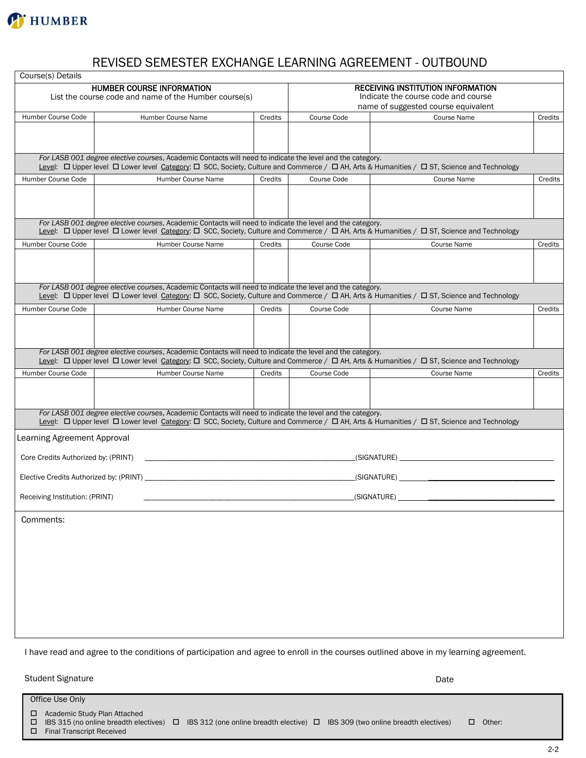HUMBER

# REVISED SEMESTER EXCHANGE LEARNING AGREEMENT - OUTBOUND

Course(s) Details

| HUMBER COURSE INFORMATION<br>List the course code and name of the Humber course(s) | | | RECEIVING INSTITUTION INFORMATION<br>Indicate the course code and course name of suggested course equivalent | | |
|---|---|---|---|---|---|
| Humber Course Code | Humber Course Name | Credits | Course Code | Course Name | Credits |
| | | | | | |
| *For LASB 001 degree elective courses*, Academic Contacts will need to indicate the level and the category.<br>Level: ☐ Upper level ☐ Lower level Category: ☐ SCC, Society, Culture and Commerce / ☐ AH, Arts & Humanities / ☐ ST, Science and Technology | | | | | |
| Humber Course Code | Humber Course Name | Credits | Course Code | Course Name | Credits |
| | | | | | |
| *For LASB 001 degree elective courses*, Academic Contacts will need to indicate the level and the category.<br>Level: ☐ Upper level ☐ Lower level Category: ☐ SCC, Society, Culture and Commerce / ☐ AH, Arts & Humanities / ☐ ST, Science and Technology | | | | | |
| Humber Course Code | Humber Course Name | Credits | Course Code | Course Name | Credits |
| | | | | | |
| *For LASB 001 degree elective courses*, Academic Contacts will need to indicate the level and the category.<br>Level: ☐ Upper level ☐ Lower level Category: ☐ SCC, Society, Culture and Commerce / ☐ AH, Arts & Humanities / ☐ ST, Science and Technology | | | | | |
| Humber Course Code | Humber Course Name | Credits | Course Code | Course Name | Credits |
| | | | | | |
| *For LASB 001 degree elective courses*, Academic Contacts will need to indicate the level and the category.<br>Level: ☐ Upper level ☐ Lower level Category: ☐ SCC, Society, Culture and Commerce / ☐ AH, Arts & Humanities / ☐ ST, Science and Technology | | | | | |
| Humber Course Code | Humber Course Name | Credits | Course Code | Course Name | Credits |
| | | | | | |
| *For LASB 001 degree elective courses*, Academic Contacts will need to indicate the level and the category.<br>Level: ☐ Upper level ☐ Lower level Category: ☐ SCC, Society, Culture and Commerce / ☐ AH, Arts & Humanities / ☐ ST, Science and Technology | | | | | |

Learning Agreement Approval

Core Credits Authorized by: (PRINT) ______________________________ (SIGNATURE) ______________________________

Elective Credits Authorized by: (PRINT) ______________________________ (SIGNATURE) ______________________________

Receiving Institution: (PRINT) ______________________________ (SIGNATURE) ______________________________

Comments:

I have read and agree to the conditions of participation and agree to enroll in the courses outlined above in my learning agreement.

Student Signature　　　　　　　　　　　　　　　　　　　　　　　Date

Office Use Only

- ☐ Academic Study Plan Attached
- ☐ IBS 315 (no online breadth electives) ☐ IBS 312 (one online breadth elective) ☐ IBS 309 (two online breadth electives) ☐ Other:
- ☐ Final Transcript Received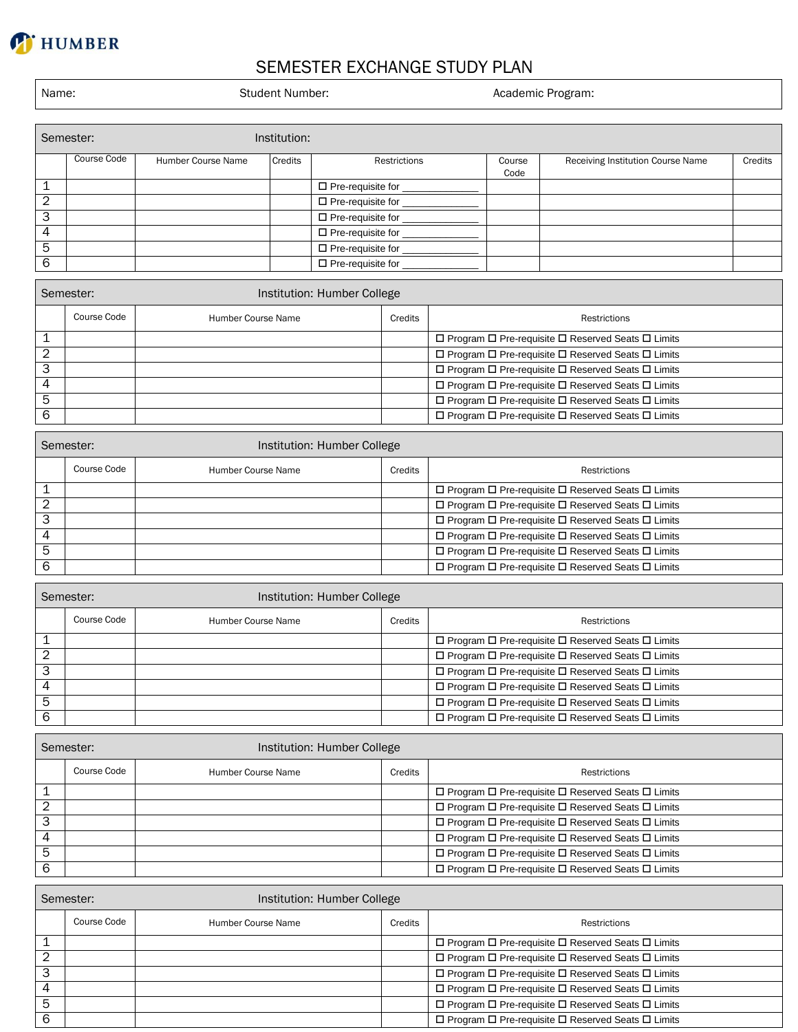HUMBER

# SEMESTER EXCHANGE STUDY PLAN

| Name: | Student Number: | Academic Program: |
|---|---|---|

| Semester: | | Institution: | | | | | |
|---|---|---|---|---|---|---|---|
| | Course Code | Humber Course Name | Credits | Restrictions | Course Code | Receiving Institution Course Name | Credits |
| 1 | | | | ☐ Pre-requisite for ______________ | | | |
| 2 | | | | ☐ Pre-requisite for ______________ | | | |
| 3 | | | | ☐ Pre-requisite for ______________ | | | |
| 4 | | | | ☐ Pre-requisite for ______________ | | | |
| 5 | | | | ☐ Pre-requisite for ______________ | | | |
| 6 | | | | ☐ Pre-requisite for ______________ | | | |

| Semester: | | Institution: Humber College | | |
|---|---|---|---|---|
| | Course Code | Humber Course Name | Credits | Restrictions |
| 1 | | | | ☐ Program ☐ Pre-requisite ☐ Reserved Seats ☐ Limits |
| 2 | | | | ☐ Program ☐ Pre-requisite ☐ Reserved Seats ☐ Limits |
| 3 | | | | ☐ Program ☐ Pre-requisite ☐ Reserved Seats ☐ Limits |
| 4 | | | | ☐ Program ☐ Pre-requisite ☐ Reserved Seats ☐ Limits |
| 5 | | | | ☐ Program ☐ Pre-requisite ☐ Reserved Seats ☐ Limits |
| 6 | | | | ☐ Program ☐ Pre-requisite ☐ Reserved Seats ☐ Limits |

| Semester: | | Institution: Humber College | | |
|---|---|---|---|---|
| | Course Code | Humber Course Name | Credits | Restrictions |
| 1 | | | | ☐ Program ☐ Pre-requisite ☐ Reserved Seats ☐ Limits |
| 2 | | | | ☐ Program ☐ Pre-requisite ☐ Reserved Seats ☐ Limits |
| 3 | | | | ☐ Program ☐ Pre-requisite ☐ Reserved Seats ☐ Limits |
| 4 | | | | ☐ Program ☐ Pre-requisite ☐ Reserved Seats ☐ Limits |
| 5 | | | | ☐ Program ☐ Pre-requisite ☐ Reserved Seats ☐ Limits |
| 6 | | | | ☐ Program ☐ Pre-requisite ☐ Reserved Seats ☐ Limits |

| Semester: | | Institution: Humber College | | |
|---|---|---|---|---|
| | Course Code | Humber Course Name | Credits | Restrictions |
| 1 | | | | ☐ Program ☐ Pre-requisite ☐ Reserved Seats ☐ Limits |
| 2 | | | | ☐ Program ☐ Pre-requisite ☐ Reserved Seats ☐ Limits |
| 3 | | | | ☐ Program ☐ Pre-requisite ☐ Reserved Seats ☐ Limits |
| 4 | | | | ☐ Program ☐ Pre-requisite ☐ Reserved Seats ☐ Limits |
| 5 | | | | ☐ Program ☐ Pre-requisite ☐ Reserved Seats ☐ Limits |
| 6 | | | | ☐ Program ☐ Pre-requisite ☐ Reserved Seats ☐ Limits |

| Semester: | | Institution: Humber College | | |
|---|---|---|---|---|
| | Course Code | Humber Course Name | Credits | Restrictions |
| 1 | | | | ☐ Program ☐ Pre-requisite ☐ Reserved Seats ☐ Limits |
| 2 | | | | ☐ Program ☐ Pre-requisite ☐ Reserved Seats ☐ Limits |
| 3 | | | | ☐ Program ☐ Pre-requisite ☐ Reserved Seats ☐ Limits |
| 4 | | | | ☐ Program ☐ Pre-requisite ☐ Reserved Seats ☐ Limits |
| 5 | | | | ☐ Program ☐ Pre-requisite ☐ Reserved Seats ☐ Limits |
| 6 | | | | ☐ Program ☐ Pre-requisite ☐ Reserved Seats ☐ Limits |

| Semester: | | Institution: Humber College | | |
|---|---|---|---|---|
| | Course Code | Humber Course Name | Credits | Restrictions |
| 1 | | | | ☐ Program ☐ Pre-requisite ☐ Reserved Seats ☐ Limits |
| 2 | | | | ☐ Program ☐ Pre-requisite ☐ Reserved Seats ☐ Limits |
| 3 | | | | ☐ Program ☐ Pre-requisite ☐ Reserved Seats ☐ Limits |
| 4 | | | | ☐ Program ☐ Pre-requisite ☐ Reserved Seats ☐ Limits |
| 5 | | | | ☐ Program ☐ Pre-requisite ☐ Reserved Seats ☐ Limits |
| 6 | | | | ☐ Program ☐ Pre-requisite ☐ Reserved Seats ☐ Limits |